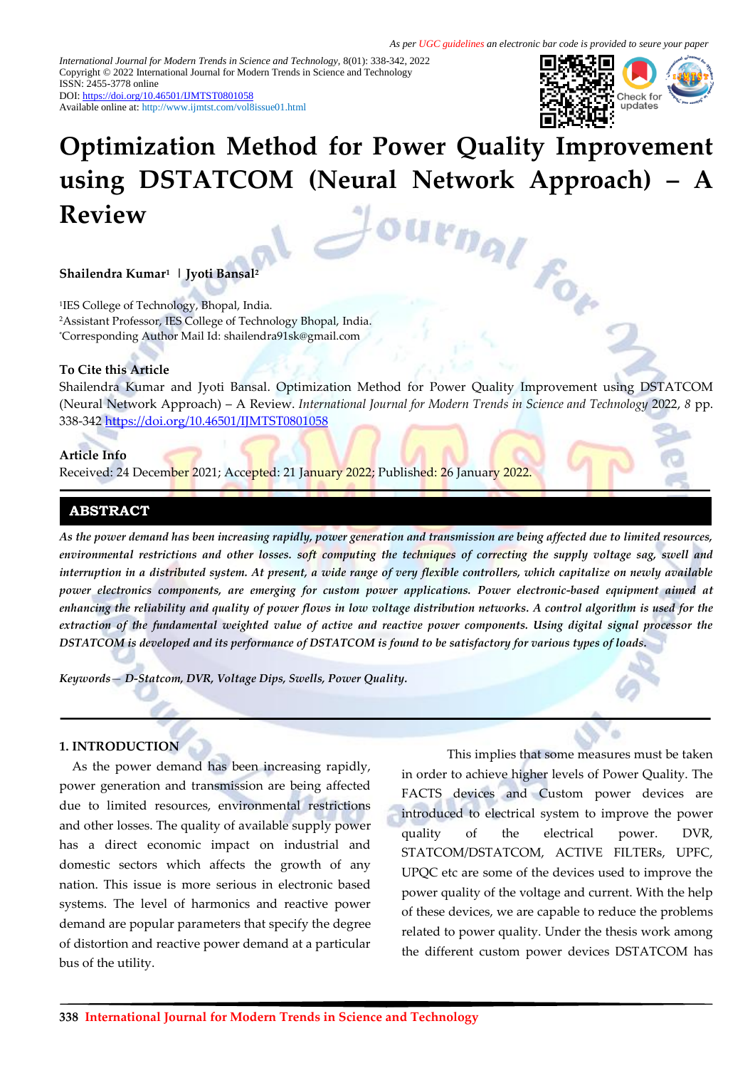As per UGC guidelines an electronic bar code is provided to seure your paper

*International Journal for Modern Trends in Science and Technology*, 8(01): 338-342, 2022
Copyright © 2022 International Journal for Modern Trends in Science and Technology
ISSN: 2455-3778 online
DOI: https://doi.org/10.46501/IJMTST0801058
Available online at: http://www.ijmtst.com/vol8issue01.html

# Optimization Method for Power Quality Improvement using DSTATCOM (Neural Network Approach) – A Review

**Shailendra Kumar[1] | Jyoti Bansal[2]**

[1]IES College of Technology, Bhopal, India.
[2]Assistant Professor, IES College of Technology Bhopal, India.
[*]Corresponding Author Mail Id: shailendra91sk@gmail.com

**To Cite this Article**

Shailendra Kumar and Jyoti Bansal. Optimization Method for Power Quality Improvement using DSTATCOM (Neural Network Approach) – A Review. *International Journal for Modern Trends in Science and Technology* 2022, *8* pp. 338-342 https://doi.org/10.46501/IJMTST0801058

**Article Info**

Received: 24 December 2021; Accepted: 21 January 2022; Published: 26 January 2022.

## ABSTRACT

***As the power demand has been increasing rapidly, power generation and transmission are being affected due to limited resources, environmental restrictions and other losses. soft computing the techniques of correcting the supply voltage sag, swell and interruption in a distributed system. At present, a wide range of very flexible controllers, which capitalize on newly available power electronics components, are emerging for custom power applications. Power electronic-based equipment aimed at enhancing the reliability and quality of power flows in low voltage distribution networks. A control algorithm is used for the extraction of the fundamental weighted value of active and reactive power components. Using digital signal processor the DSTATCOM is developed and its performance of DSTATCOM is found to be satisfactory for various types of loads.***

*Keywords— D-Statcom, DVR, Voltage Dips, Swells, Power Quality.*

## 1. INTRODUCTION

As the power demand has been increasing rapidly, power generation and transmission are being affected due to limited resources, environmental restrictions and other losses. The quality of available supply power has a direct economic impact on industrial and domestic sectors which affects the growth of any nation. This issue is more serious in electronic based systems. The level of harmonics and reactive power demand are popular parameters that specify the degree of distortion and reactive power demand at a particular bus of the utility.

This implies that some measures must be taken in order to achieve higher levels of Power Quality. The FACTS devices and Custom power devices are introduced to electrical system to improve the power quality of the electrical power. DVR, STATCOM/DSTATCOM, ACTIVE FILTERs, UPFC, UPQC etc are some of the devices used to improve the power quality of the voltage and current. With the help of these devices, we are capable to reduce the problems related to power quality. Under the thesis work among the different custom power devices DSTATCOM has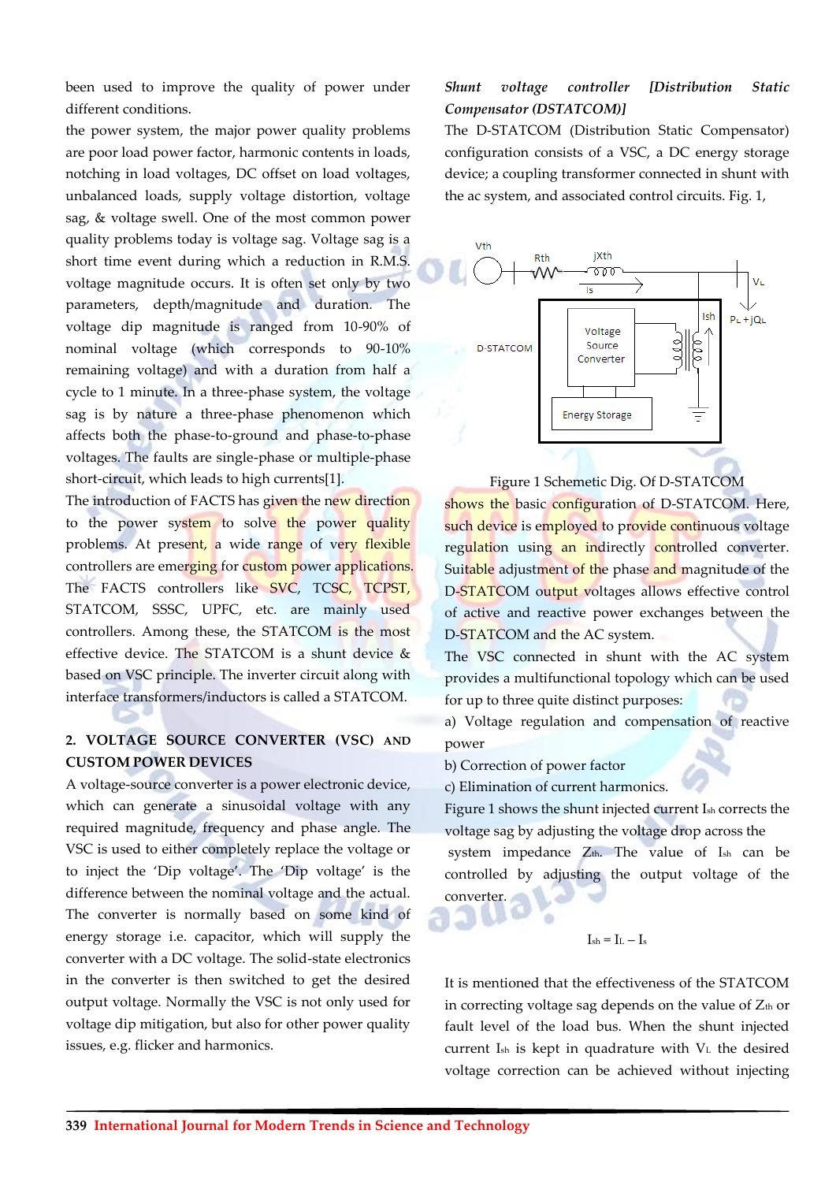been used to improve the quality of power under different conditions.

the power system, the major power quality problems are poor load power factor, harmonic contents in loads, notching in load voltages, DC offset on load voltages, unbalanced loads, supply voltage distortion, voltage sag, & voltage swell. One of the most common power quality problems today is voltage sag. Voltage sag is a short time event during which a reduction in R.M.S. voltage magnitude occurs. It is often set only by two parameters, depth/magnitude and duration. The voltage dip magnitude is ranged from 10-90% of nominal voltage (which corresponds to 90-10% remaining voltage) and with a duration from half a cycle to 1 minute. In a three-phase system, the voltage sag is by nature a three-phase phenomenon which affects both the phase-to-ground and phase-to-phase voltages. The faults are single-phase or multiple-phase short-circuit, which leads to high currents[1].

The introduction of FACTS has given the new direction to the power system to solve the power quality problems. At present, a wide range of very flexible controllers are emerging for custom power applications. The FACTS controllers like SVC, TCSC, TCPST, STATCOM, SSSC, UPFC, etc. are mainly used controllers. Among these, the STATCOM is the most effective device. The STATCOM is a shunt device & based on VSC principle. The inverter circuit along with interface transformers/inductors is called a STATCOM.

## 2. VOLTAGE SOURCE CONVERTER (VSC) AND CUSTOM POWER DEVICES

A voltage-source converter is a power electronic device, which can generate a sinusoidal voltage with any required magnitude, frequency and phase angle. The VSC is used to either completely replace the voltage or to inject the 'Dip voltage'. The 'Dip voltage' is the difference between the nominal voltage and the actual. The converter is normally based on some kind of energy storage i.e. capacitor, which will supply the converter with a DC voltage. The solid-state electronics in the converter is then switched to get the desired output voltage. Normally the VSC is not only used for voltage dip mitigation, but also for other power quality issues, e.g. flicker and harmonics.

### *Shunt voltage controller [Distribution Static Compensator (DSTATCOM)]*

The D-STATCOM (Distribution Static Compensator) configuration consists of a VSC, a DC energy storage device; a coupling transformer connected in shunt with the ac system, and associated control circuits. Fig. 1,

Figure 1 Schemetic Dig. Of D-STATCOM

shows the basic configuration of D-STATCOM. Here, such device is employed to provide continuous voltage regulation using an indirectly controlled converter. Suitable adjustment of the phase and magnitude of the D-STATCOM output voltages allows effective control of active and reactive power exchanges between the D-STATCOM and the AC system.

The VSC connected in shunt with the AC system provides a multifunctional topology which can be used for up to three quite distinct purposes:

a) Voltage regulation and compensation of reactive power

b) Correction of power factor

c) Elimination of current harmonics.

Figure 1 shows the shunt injected current $I_{sh}$ corrects the voltage sag by adjusting the voltage drop across the system impedance $Z_{th}$. The value of $I_{sh}$ can be controlled by adjusting the output voltage of the converter.

$$I_{sh} = I_L - I_s$$

It is mentioned that the effectiveness of the STATCOM in correcting voltage sag depends on the value of $Z_{th}$ or fault level of the load bus. When the shunt injected current $I_{sh}$ is kept in quadrature with $V_L$ the desired voltage correction can be achieved without injecting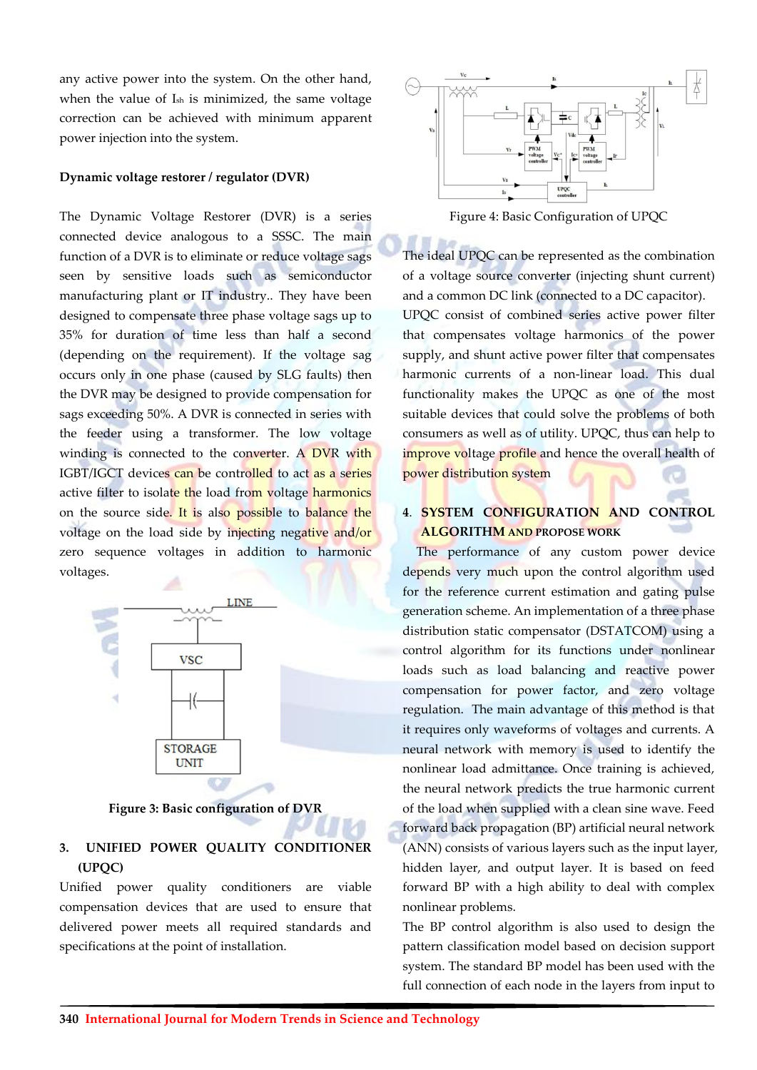any active power into the system. On the other hand, when the value of $I_{sh}$ is minimized, the same voltage correction can be achieved with minimum apparent power injection into the system.

**Dynamic voltage restorer / regulator (DVR)**

The Dynamic Voltage Restorer (DVR) is a series connected device analogous to a SSSC. The main function of a DVR is to eliminate or reduce voltage sags seen by sensitive loads such as semiconductor manufacturing plant or IT industry.. They have been designed to compensate three phase voltage sags up to 35% for duration of time less than half a second (depending on the requirement). If the voltage sag occurs only in one phase (caused by SLG faults) then the DVR may be designed to provide compensation for sags exceeding 50%. A DVR is connected in series with the feeder using a transformer. The low voltage winding is connected to the converter. A DVR with IGBT/IGCT devices can be controlled to act as a series active filter to isolate the load from voltage harmonics on the source side. It is also possible to balance the voltage on the load side by injecting negative and/or zero sequence voltages in addition to harmonic voltages.

**Figure 3: Basic configuration of DVR**

## 3. UNIFIED POWER QUALITY CONDITIONER (UPQC)

Unified power quality conditioners are viable compensation devices that are used to ensure that delivered power meets all required standards and specifications at the point of installation.

Figure 4: Basic Configuration of UPQC

The ideal UPQC can be represented as the combination of a voltage source converter (injecting shunt current) and a common DC link (connected to a DC capacitor). UPQC consist of combined series active power filter that compensates voltage harmonics of the power supply, and shunt active power filter that compensates harmonic currents of a non-linear load. This dual functionality makes the UPQC as one of the most suitable devices that could solve the problems of both consumers as well as of utility. UPQC, thus can help to improve voltage profile and hence the overall health of power distribution system

## 4. SYSTEM CONFIGURATION AND CONTROL ALGORITHM AND PROPOSE WORK

The performance of any custom power device depends very much upon the control algorithm used for the reference current estimation and gating pulse generation scheme. An implementation of a three phase distribution static compensator (DSTATCOM) using a control algorithm for its functions under nonlinear loads such as load balancing and reactive power compensation for power factor, and zero voltage regulation. The main advantage of this method is that it requires only waveforms of voltages and currents. A neural network with memory is used to identify the nonlinear load admittance. Once training is achieved, the neural network predicts the true harmonic current of the load when supplied with a clean sine wave. Feed forward back propagation (BP) artificial neural network (ANN) consists of various layers such as the input layer, hidden layer, and output layer. It is based on feed forward BP with a high ability to deal with complex nonlinear problems.

The BP control algorithm is also used to design the pattern classification model based on decision support system. The standard BP model has been used with the full connection of each node in the layers from input to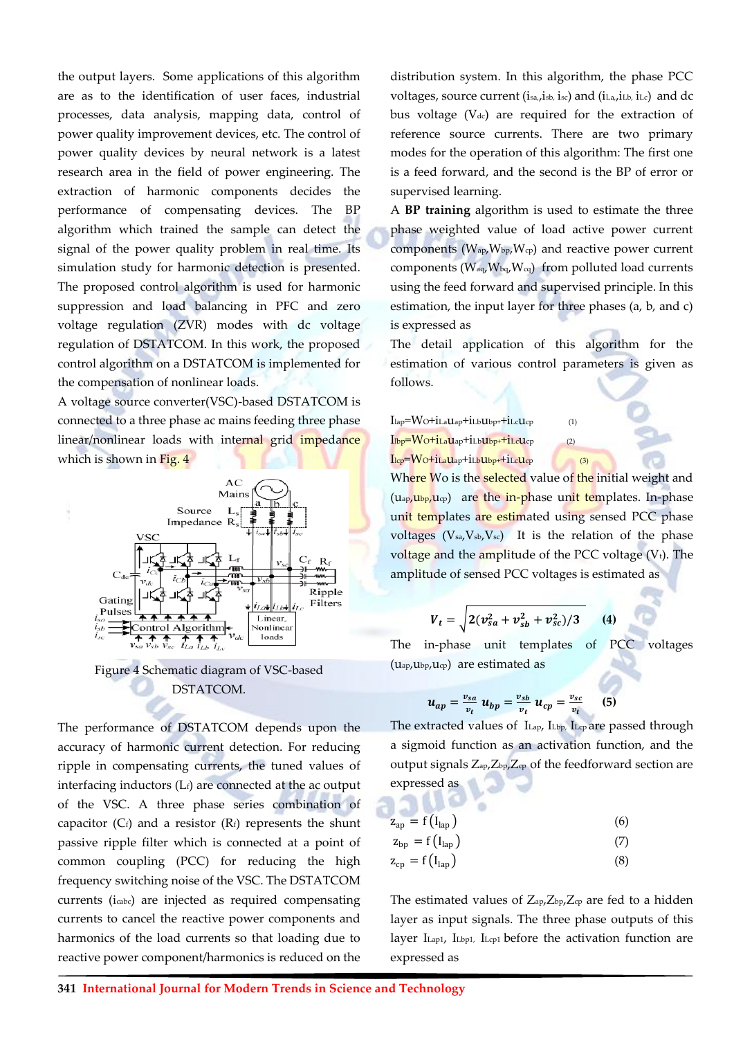the output layers. Some applications of this algorithm are as to the identification of user faces, industrial processes, data analysis, mapping data, control of power quality improvement devices, etc. The control of power quality devices by neural network is a latest research area in the field of power engineering. The extraction of harmonic components decides the performance of compensating devices. The BP algorithm which trained the sample can detect the signal of the power quality problem in real time. Its simulation study for harmonic detection is presented. The proposed control algorithm is used for harmonic suppression and load balancing in PFC and zero voltage regulation (ZVR) modes with dc voltage regulation of DSTATCOM. In this work, the proposed control algorithm on a DSTATCOM is implemented for the compensation of nonlinear loads.

A voltage source converter(VSC)-based DSTATCOM is connected to a three phase ac mains feeding three phase linear/nonlinear loads with internal grid impedance which is shown in Fig. 4

Figure 4 Schematic diagram of VSC-based DSTATCOM.

The performance of DSTATCOM depends upon the accuracy of harmonic current detection. For reducing ripple in compensating currents, the tuned values of interfacing inductors ($L_f$) are connected at the ac output of the VSC. A three phase series combination of capacitor ($C_f$) and a resistor ($R_f$) represents the shunt passive ripple filter which is connected at a point of common coupling (PCC) for reducing the high frequency switching noise of the VSC. The DSTATCOM currents ($i_{cabc}$) are injected as required compensating currents to cancel the reactive power components and harmonics of the load currents so that loading due to reactive power component/harmonics is reduced on the distribution system. In this algorithm, the phase PCC voltages, source current ($i_{sa}$, $i_{sb}$, $i_{sc}$) and ($i_{La}$, $i_{Lb}$, $i_{Lc}$) and dc bus voltage ($V_{dc}$) are required for the extraction of reference source currents. There are two primary modes for the operation of this algorithm: The first one is a feed forward, and the second is the BP of error or supervised learning.

A **BP training** algorithm is used to estimate the three phase weighted value of load active power current components ($W_{ap}$, $W_{bp}$, $W_{cp}$) and reactive power current components ($W_{aq}$, $W_{bq}$, $W_{cq}$) from polluted load currents using the feed forward and supervised principle. In this estimation, the input layer for three phases (a, b, and c) is expressed as

The detail application of this algorithm for the estimation of various control parameters is given as follows.

$$I_{lap} = W_O + i_{La}u_{ap} + i_{Lb}u_{bp} + i_{Lc}u_{cp} \quad (1)$$

$$I_{lbp} = W_O + i_{La}u_{ap} + i_{Lb}u_{bp} + i_{Lc}u_{cp} \quad (2)$$

$$I_{lcp} = W_O + i_{La}u_{ap} + i_{Lb}u_{bp} + i_{Lc}u_{cp} \quad (3)$$

Where Wo is the selected value of the initial weight and ($u_{ap}$, $u_{bp}$, $u_{cp}$) are the in-phase unit templates. In-phase unit templates are estimated using sensed PCC phase voltages ($V_{sa}$, $V_{sb}$, $V_{sc}$) It is the relation of the phase voltage and the amplitude of the PCC voltage ($V_t$). The amplitude of sensed PCC voltages is estimated as

$$V_t = \sqrt{2(v_{sa}^2 + v_{sb}^2 + v_{sc}^2)/3} \quad (4)$$

The in-phase unit templates of PCC voltages ($u_{ap}$, $u_{bp}$, $u_{cp}$) are estimated as

$$u_{ap} = \frac{v_{sa}}{v_t} \; u_{bp} = \frac{v_{sb}}{v_t} \; u_{cp} = \frac{v_{sc}}{v_t} \quad (5)$$

The extracted values of $I_{Lap}$, $I_{Lbp}$, $I_{Lcp}$ are passed through a sigmoid function as an activation function, and the output signals $Z_{ap}$, $Z_{bp}$, $Z_{cp}$ of the feedforward section are expressed as

$$z_{ap} = f(I_{lap}) \quad (6)$$

$$z_{bp} = f(I_{lap}) \quad (7)$$

$$z_{cp} = f(I_{lap}) \quad (8)$$

The estimated values of $Z_{ap}$, $Z_{bp}$, $Z_{cp}$ are fed to a hidden layer as input signals. The three phase outputs of this layer $I_{Lap1}$, $I_{Lbp1}$, $I_{Lcp1}$ before the activation function are expressed as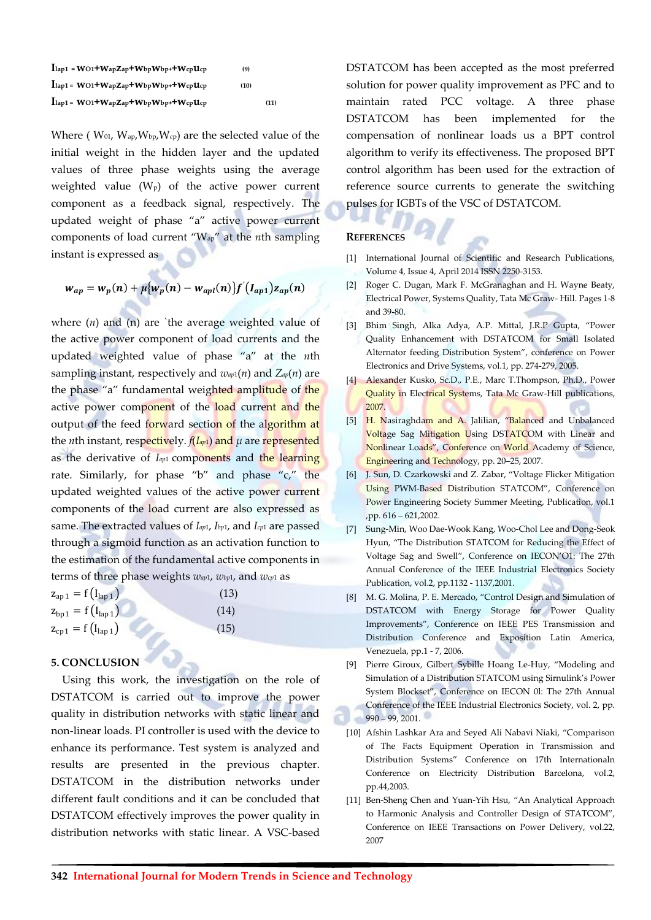$$I_{lap1} = W_{O1}+W_{ap}Z_{ap}+W_{bp}W_{bp}+W_{cp}u_{cp} \quad (9)$$

$$I_{lap1} = W_{O1}+W_{ap}Z_{ap}+W_{bp}W_{bp}+W_{cp}u_{cp} \quad (10)$$

$$I_{lap1} = W_{O1}+W_{ap}Z_{ap}+W_{bp}W_{bp}+W_{cp}u_{cp} \quad (11)$$

Where ( $W_{01}$, $W_{ap}$, $W_{bp}$, $W_{cp}$) are the selected value of the initial weight in the hidden layer and the updated values of three phase weights using the average weighted value ($W_p$) of the active power current component as a feedback signal, respectively. The updated weight of phase "a" active power current components of load current "$W_{ap}$" at the $n$th sampling instant is expressed as

$$w_{ap} = w_p(n) + \mu\{w_p(n) - w_{apl}(n)\}f'(I_{ap1})z_{ap}(n)$$

where ($n$) and (n) are `the average weighted value of the active power component of load currents and the updated weighted value of phase "a" at the $n$th sampling instant, respectively and $w_{ap1}(n)$ and $Z_{ap}(n)$ are the phase "a" fundamental weighted amplitude of the active power component of the load current and the output of the feed forward section of the algorithm at the $n$th instant, respectively. $f(I_{ap1})$ and $\mu$ are represented as the derivative of $I_{ap1}$ components and the learning rate. Similarly, for phase "b" and phase "c," the updated weighted values of the active power current components of the load current are also expressed as same. The extracted values of $I_{ap1}$, $I_{bp1}$, and $I_{cp1}$ are passed through a sigmoid function as an activation function to the estimation of the fundamental active components in terms of three phase weights $w_{ap1}$, $w_{bp1}$, and $w_{cp1}$ as

$$z_{ap1} = f(I_{lap1}) \quad (13)$$

$$z_{bp1} = f(I_{lap1}) \quad (14)$$

$$z_{cp1} = f(I_{lap1}) \quad (15)$$

## 5. CONCLUSION

Using this work, the investigation on the role of DSTATCOM is carried out to improve the power quality in distribution networks with static linear and non-linear loads. PI controller is used with the device to enhance its performance. Test system is analyzed and results are presented in the previous chapter. DSTATCOM in the distribution networks under different fault conditions and it can be concluded that DSTATCOM effectively improves the power quality in distribution networks with static linear. A VSC-based DSTATCOM has been accepted as the most preferred solution for power quality improvement as PFC and to maintain rated PCC voltage. A three phase DSTATCOM has been implemented for the compensation of nonlinear loads us a BPT control algorithm to verify its effectiveness. The proposed BPT control algorithm has been used for the extraction of reference source currents to generate the switching pulses for IGBTs of the VSC of DSTATCOM.

## REFERENCES

[1] International Journal of Scientific and Research Publications, Volume 4, Issue 4, April 2014 ISSN 2250-3153.

[2] Roger C. Dugan, Mark F. McGranaghan and H. Wayne Beaty, Electrical Power, Systems Quality, Tata Mc Graw- Hill. Pages 1-8 and 39-80.

[3] Bhim Singh, Alka Adya, A.P. Mittal, J.R.P Gupta, "Power Quality Enhancement with DSTATCOM for Small Isolated Alternator feeding Distribution System", conference on Power Electronics and Drive Systems, vol.1, pp. 274-279, 2005.

[4] Alexander Kusko, Sc.D., P.E., Marc T.Thompson, Ph.D., Power Quality in Electrical Systems, Tata Mc Graw-Hill publications, 2007.

[5] H. Nasiraghdam and A. Jalilian, "Balanced and Unbalanced Voltage Sag Mitigation Using DSTATCOM with Linear and Nonlinear Loads", Conference on World Academy of Science, Engineering and Technology, pp. 20–25, 2007.

[6] J. Sun, D. Czarkowski and Z. Zabar, "Voltage Flicker Mitigation Using PWM-Based Distribution STATCOM", Conference on Power Engineering Society Summer Meeting, Publication, vol.1 ,pp. 616 – 621,2002.

[7] Sung-Min, Woo Dae-Wook Kang, Woo-Chol Lee and Dong-Seok Hyun, "The Distribution STATCOM for Reducing the Effect of Voltage Sag and Swell", Conference on IECON'O1: The 27th Annual Conference of the IEEE Industrial Electronics Society Publication, vol.2, pp.1132 - 1137,2001.

[8] M. G. Molina, P. E. Mercado, "Control Design and Simulation of DSTATCOM with Energy Storage for Power Quality Improvements", Conference on IEEE PES Transmission and Distribution Conference and Exposition Latin America, Venezuela, pp.1 - 7, 2006.

[9] Pierre Giroux, Gilbert Sybille Hoang Le-Huy, "Modeling and Simulation of a Distribution STATCOM using Sirnulink's Power System Blockset", Conference on IECON 0l: The 27th Annual Conference of the IEEE Industrial Electronics Society, vol. 2, pp. 990 – 99, 2001.

[10] Afshin Lashkar Ara and Seyed Ali Nabavi Niaki, "Comparison of The Facts Equipment Operation in Transmission and Distribution Systems" Conference on 17th Internationaln Conference on Electricity Distribution Barcelona, vol.2, pp.44,2003.

[11] Ben-Sheng Chen and Yuan-Yih Hsu, "An Analytical Approach to Harmonic Analysis and Controller Design of STATCOM", Conference on IEEE Transactions on Power Delivery, vol.22, 2007